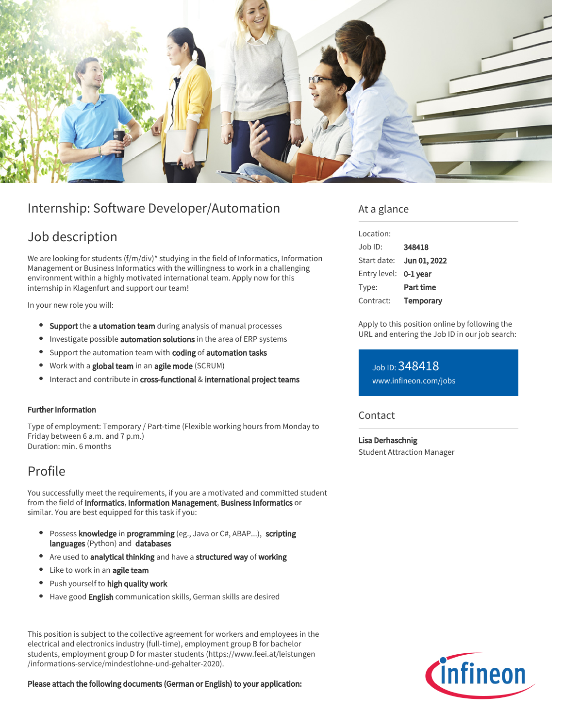# Internship: Software Developer/Automation

## Job description

We are looking for students (f/m/div)* studying in the field of Informatics, Information Management or Business Informatics with the willingness to work in a challenging environment within a highly motivated international team. Apply now for this internship in Klagenfurt and support our team!

In your new role you will:

- **Support** the **a utomation team** during analysis of manual processes
- Investigate possible **automation solutions** in the area of ERP systems
- Support the automation team with **coding** of **automation tasks**
- Work with a **global team** in an **agile mode** (SCRUM)
- Interact and contribute in **cross-functional** & **international project teams**

### Further information

Type of employment: Temporary / Part-time (Flexible working hours from Monday to Friday between 6 a.m. and 7 p.m.)
Duration: min. 6 months

## Profile

You successfully meet the requirements, if you are a motivated and committed student from the field of **Informatics**, **Information Management**, **Business Informatics** or similar. You are best equipped for this task if you:

- Possess **knowledge** in **programming** (eg., Java or C#, ABAP...), **scripting languages** (Python) and **databases**
- Are used to **analytical thinking** and have a **structured way** of **working**
- Like to work in an **agile team**
- Push yourself to **high quality work**
- Have good **English** communication skills, German skills are desired

This position is subject to the collective agreement for workers and employees in the electrical and electronics industry (full-time), employment group B for bachelor students, employment group D for master students (https://www.feei.at/leistungen/informations-service/mindestlohne-und-gehalter-2020).

**Please attach the following documents (German or English) to your application:**

## At a glance

| | |
|---|---|
| Location: | |
| Job ID: | **348418** |
| Start date: | **Jun 01, 2022** |
| Entry level: | **0-1 year** |
| Type: | **Part time** |
| Contract: | **Temporary** |

Apply to this position online by following the URL and entering the Job ID in our job search:

Job ID: 348418
www.infineon.com/jobs

## Contact

**Lisa Derhaschnig**
Student Attraction Manager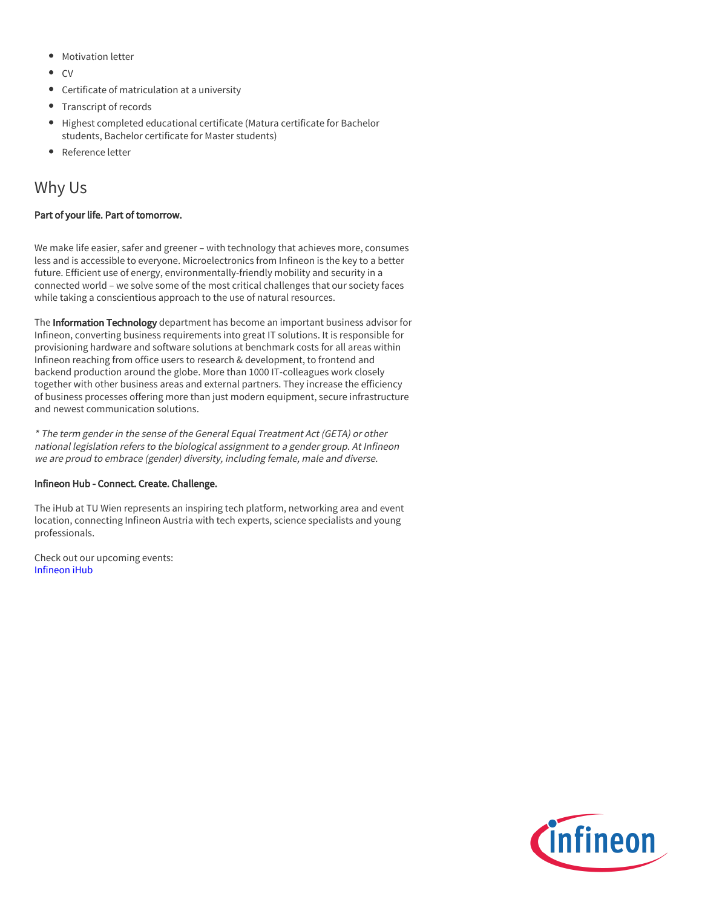- Motivation letter
- CV
- Certificate of matriculation at a university
- Transcript of records
- Highest completed educational certificate (Matura certificate for Bachelor students, Bachelor certificate for Master students)
- Reference letter

## Why Us

**Part of your life. Part of tomorrow.**

We make life easier, safer and greener – with technology that achieves more, consumes less and is accessible to everyone. Microelectronics from Infineon is the key to a better future. Efficient use of energy, environmentally-friendly mobility and security in a connected world – we solve some of the most critical challenges that our society faces while taking a conscientious approach to the use of natural resources.

The **Information Technology** department has become an important business advisor for Infineon, converting business requirements into great IT solutions. It is responsible for provisioning hardware and software solutions at benchmark costs for all areas within Infineon reaching from office users to research & development, to frontend and backend production around the globe. More than 1000 IT-colleagues work closely together with other business areas and external partners. They increase the efficiency of business processes offering more than just modern equipment, secure infrastructure and newest communication solutions.

*\* The term gender in the sense of the General Equal Treatment Act (GETA) or other national legislation refers to the biological assignment to a gender group. At Infineon we are proud to embrace (gender) diversity, including female, male and diverse.*

**Infineon Hub - Connect. Create. Challenge.**

The iHub at TU Wien represents an inspiring tech platform, networking area and event location, connecting Infineon Austria with tech experts, science specialists and young professionals.

Check out our upcoming events:
Infineon iHub